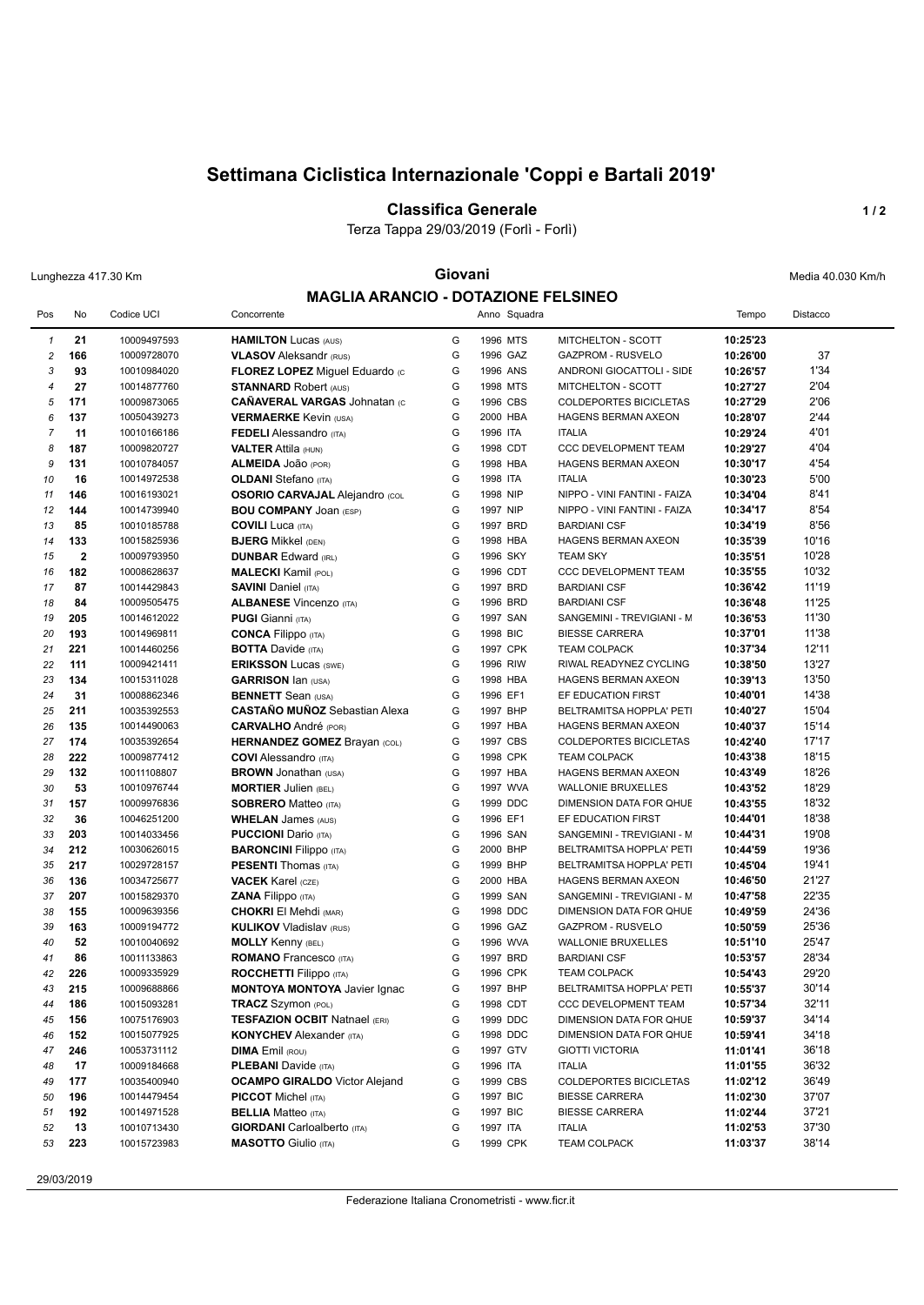# Settimana Ciclistica Internazionale 'Coppi e Bartali 2019'

## Classifica Generale

Terza Tappa 29/03/2019 (Forlì - Forlì)

Lunghezza 417.30 Km

**Giovani**

Media 40.030 Km/h

### MAGLIA ARANCIO - DOTAZIONE FELSINEO

| Pos | No | Codice UCI | Concorrente | | Anno | Squadra | | Tempo | Distacco |
|---|---|---|---|---|---|---|---|---|---|
| 1 | 21 | 10009497593 | **HAMILTON** Lucas (AUS) | G | 1996 | MTS | MITCHELTON - SCOTT | 10:25'23 | |
| 2 | 166 | 10009728070 | **VLASOV** Aleksandr (RUS) | G | 1996 | GAZ | GAZPROM - RUSVELO | 10:26'00 | 37 |
| 3 | 93 | 10010984020 | **FLOREZ LOPEZ** Miguel Eduardo (C | G | 1996 | ANS | ANDRONI GIOCATTOLI - SIDE | 10:26'57 | 1'34 |
| 4 | 27 | 10014877760 | **STANNARD** Robert (AUS) | G | 1998 | MTS | MITCHELTON - SCOTT | 10:27'27 | 2'04 |
| 5 | 171 | 10009873065 | **CAÑAVERAL VARGAS** Johnatan (C | G | 1996 | CBS | COLDEPORTES BICICLETAS | 10:27'29 | 2'06 |
| 6 | 137 | 10050439273 | **VERMAERKE** Kevin (USA) | G | 2000 | HBA | HAGENS BERMAN AXEON | 10:28'07 | 2'44 |
| 7 | 11 | 10010166186 | **FEDELI** Alessandro (ITA) | G | 1996 | ITA | ITALIA | 10:29'24 | 4'01 |
| 8 | 187 | 10009820727 | **VALTER** Attila (HUN) | G | 1998 | CDT | CCC DEVELOPMENT TEAM | 10:29'27 | 4'04 |
| 9 | 131 | 10010784057 | **ALMEIDA** João (POR) | G | 1998 | HBA | HAGENS BERMAN AXEON | 10:30'17 | 4'54 |
| 10 | 16 | 10014972538 | **OLDANI** Stefano (ITA) | G | 1998 | ITA | ITALIA | 10:30'23 | 5'00 |
| 11 | 146 | 10016193021 | **OSORIO CARVAJAL** Alejandro (COL | G | 1998 | NIP | NIPPO - VINI FANTINI - FAIZA | 10:34'04 | 8'41 |
| 12 | 144 | 10014739940 | **BOU COMPANY** Joan (ESP) | G | 1997 | NIP | NIPPO - VINI FANTINI - FAIZA | 10:34'17 | 8'54 |
| 13 | 85 | 10010185788 | **COVILI** Luca (ITA) | G | 1997 | BRD | BARDIANI CSF | 10:34'19 | 8'56 |
| 14 | 133 | 10015825936 | **BJERG** Mikkel (DEN) | G | 1998 | HBA | HAGENS BERMAN AXEON | 10:35'39 | 10'16 |
| 15 | 2 | 10009793950 | **DUNBAR** Edward (IRL) | G | 1996 | SKY | TEAM SKY | 10:35'51 | 10'28 |
| 16 | 182 | 10008628637 | **MALECKI** Kamil (POL) | G | 1996 | CDT | CCC DEVELOPMENT TEAM | 10:35'55 | 10'32 |
| 17 | 87 | 10014429843 | **SAVINI** Daniel (ITA) | G | 1997 | BRD | BARDIANI CSF | 10:36'42 | 11'19 |
| 18 | 84 | 10009505475 | **ALBANESE** Vincenzo (ITA) | G | 1996 | BRD | BARDIANI CSF | 10:36'48 | 11'25 |
| 19 | 205 | 10014612022 | **PUGI** Gianni (ITA) | G | 1997 | SAN | SANGEMINI - TREVIGIANI - M | 10:36'53 | 11'30 |
| 20 | 193 | 10014969811 | **CONCA** Filippo (ITA) | G | 1998 | BIC | BIESSE CARRERA | 10:37'01 | 11'38 |
| 21 | 221 | 10014460256 | **BOTTA** Davide (ITA) | G | 1997 | CPK | TEAM COLPACK | 10:37'34 | 12'11 |
| 22 | 111 | 10009421411 | **ERIKSSON** Lucas (SWE) | G | 1996 | RIW | RIWAL READYNEZ CYCLING | 10:38'50 | 13'27 |
| 23 | 134 | 10015311028 | **GARRISON** Ian (USA) | G | 1998 | HBA | HAGENS BERMAN AXEON | 10:39'13 | 13'50 |
| 24 | 31 | 10008862346 | **BENNETT** Sean (USA) | G | 1996 | EF1 | EF EDUCATION FIRST | 10:40'01 | 14'38 |
| 25 | 211 | 10035392553 | **CASTAÑO MUÑOZ** Sebastian Alexa | G | 1997 | BHP | BELTRAMITSA HOPPLA' PETI | 10:40'27 | 15'04 |
| 26 | 135 | 10014490063 | **CARVALHO** André (POR) | G | 1997 | HBA | HAGENS BERMAN AXEON | 10:40'37 | 15'14 |
| 27 | 174 | 10035392654 | **HERNANDEZ GOMEZ** Brayan (COL) | G | 1997 | CBS | COLDEPORTES BICICLETAS | 10:42'40 | 17'17 |
| 28 | 222 | 10009877412 | **COVI** Alessandro (ITA) | G | 1998 | CPK | TEAM COLPACK | 10:43'38 | 18'15 |
| 29 | 132 | 10011108807 | **BROWN** Jonathan (USA) | G | 1997 | HBA | HAGENS BERMAN AXEON | 10:43'49 | 18'26 |
| 30 | 53 | 10010976744 | **MORTIER** Julien (BEL) | G | 1997 | WVA | WALLONIE BRUXELLES | 10:43'52 | 18'29 |
| 31 | 157 | 10009976836 | **SOBRERO** Matteo (ITA) | G | 1999 | DDC | DIMENSION DATA FOR QHUE | 10:43'55 | 18'32 |
| 32 | 36 | 10046251200 | **WHELAN** James (AUS) | G | 1996 | EF1 | EF EDUCATION FIRST | 10:44'01 | 18'38 |
| 33 | 203 | 10014033456 | **PUCCIONI** Dario (ITA) | G | 1996 | SAN | SANGEMINI - TREVIGIANI - M | 10:44'31 | 19'08 |
| 34 | 212 | 10030626015 | **BARONCINI** Filippo (ITA) | G | 2000 | BHP | BELTRAMITSA HOPPLA' PETI | 10:44'59 | 19'36 |
| 35 | 217 | 10029728157 | **PESENTI** Thomas (ITA) | G | 1999 | BHP | BELTRAMITSA HOPPLA' PETI | 10:45'04 | 19'41 |
| 36 | 136 | 10034725677 | **VACEK** Karel (CZE) | G | 2000 | HBA | HAGENS BERMAN AXEON | 10:46'50 | 21'27 |
| 37 | 207 | 10015829370 | **ZANA** Filippo (ITA) | G | 1999 | SAN | SANGEMINI - TREVIGIANI - M | 10:47'58 | 22'35 |
| 38 | 155 | 10009639356 | **CHOKRI** El Mehdi (MAR) | G | 1998 | DDC | DIMENSION DATA FOR QHUE | 10:49'59 | 24'36 |
| 39 | 163 | 10009194772 | **KULIKOV** Vladislav (RUS) | G | 1996 | GAZ | GAZPROM - RUSVELO | 10:50'59 | 25'36 |
| 40 | 52 | 10010040692 | **MOLLY** Kenny (BEL) | G | 1996 | WVA | WALLONIE BRUXELLES | 10:51'10 | 25'47 |
| 41 | 86 | 10011133863 | **ROMANO** Francesco (ITA) | G | 1997 | BRD | BARDIANI CSF | 10:53'57 | 28'34 |
| 42 | 226 | 10009335929 | **ROCCHETTI** Filippo (ITA) | G | 1996 | CPK | TEAM COLPACK | 10:54'43 | 29'20 |
| 43 | 215 | 10009688866 | **MONTOYA MONTOYA** Javier Ignac | G | 1997 | BHP | BELTRAMITSA HOPPLA' PETI | 10:55'37 | 30'14 |
| 44 | 186 | 10015093281 | **TRACZ** Szymon (POL) | G | 1998 | CDT | CCC DEVELOPMENT TEAM | 10:57'34 | 32'11 |
| 45 | 156 | 10075176903 | **TESFAZION OCBIT** Natnael (ERI) | G | 1999 | DDC | DIMENSION DATA FOR QHUE | 10:59'37 | 34'14 |
| 46 | 152 | 10015077925 | **KONYCHEV** Alexander (ITA) | G | 1998 | DDC | DIMENSION DATA FOR QHUE | 10:59'41 | 34'18 |
| 47 | 246 | 10053731112 | **DIMA** Emil (ROU) | G | 1997 | GTV | GIOTTI VICTORIA | 11:01'41 | 36'18 |
| 48 | 17 | 10009184668 | **PLEBANI** Davide (ITA) | G | 1996 | ITA | ITALIA | 11:01'55 | 36'32 |
| 49 | 177 | 10035400940 | **OCAMPO GIRALDO** Victor Alejand | G | 1999 | CBS | COLDEPORTES BICICLETAS | 11:02'12 | 36'49 |
| 50 | 196 | 10014479454 | **PICCOT** Michel (ITA) | G | 1997 | BIC | BIESSE CARRERA | 11:02'30 | 37'07 |
| 51 | 192 | 10014971528 | **BELLIA** Matteo (ITA) | G | 1997 | BIC | BIESSE CARRERA | 11:02'44 | 37'21 |
| 52 | 13 | 10010713430 | **GIORDANI** Carloalberto (ITA) | G | 1997 | ITA | ITALIA | 11:02'53 | 37'30 |
| 53 | 223 | 10015723983 | **MASOTTO** Giulio (ITA) | G | 1999 | CPK | TEAM COLPACK | 11:03'37 | 38'14 |

29/03/2019

Federazione Italiana Cronometristi - www.ficr.it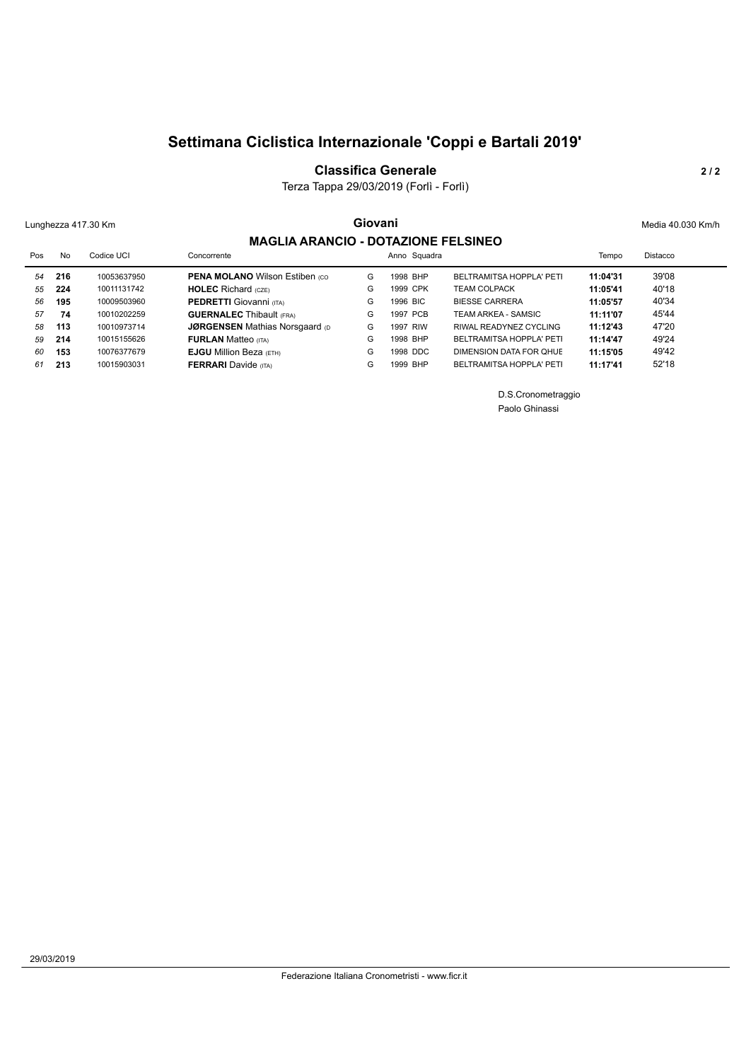# Settimana Ciclistica Internazionale 'Coppi e Bartali 2019'

## Classifica Generale

Terza Tappa 29/03/2019 (Forlì - Forlì)

Lunghezza 417.30 Km

### Giovani

Media 40.030 Km/h

### MAGLIA ARANCIO - DOTAZIONE FELSINEO

| Pos | No | Codice UCI | Concorrente | | Anno | Squadra | | Tempo | Distacco |
|---|---|---|---|---|---|---|---|---|---|
| 54 | **216** | 10053637950 | **PENA MOLANO** Wilson Estiben (CO | G | 1998 | BHP | BELTRAMITSA HOPPLA' PETI | **11:04'31** | 39'08 |
| 55 | **224** | 10011131742 | **HOLEC** Richard (CZE) | G | 1999 | CPK | TEAM COLPACK | **11:05'41** | 40'18 |
| 56 | **195** | 10009503960 | **PEDRETTI** Giovanni (ITA) | G | 1996 | BIC | BIESSE CARRERA | **11:05'57** | 40'34 |
| 57 | **74** | 10010202259 | **GUERNALEC** Thibault (FRA) | G | 1997 | PCB | TEAM ARKEA - SAMSIC | **11:11'07** | 45'44 |
| 58 | **113** | 10010973714 | **JØRGENSEN** Mathias Norsgaard (D | G | 1997 | RIW | RIWAL READYNEZ CYCLING | **11:12'43** | 47'20 |
| 59 | **214** | 10015155626 | **FURLAN** Matteo (ITA) | G | 1998 | BHP | BELTRAMITSA HOPPLA' PETI | **11:14'47** | 49'24 |
| 60 | **153** | 10076377679 | **EJGU** Million Beza (ETH) | G | 1998 | DDC | DIMENSION DATA FOR QHUE | **11:15'05** | 49'42 |
| 61 | **213** | 10015903031 | **FERRARI** Davide (ITA) | G | 1999 | BHP | BELTRAMITSA HOPPLA' PETI | **11:17'41** | 52'18 |

D.S.Cronometraggio
Paolo Ghinassi

29/03/2019

Federazione Italiana Cronometristi - www.ficr.it